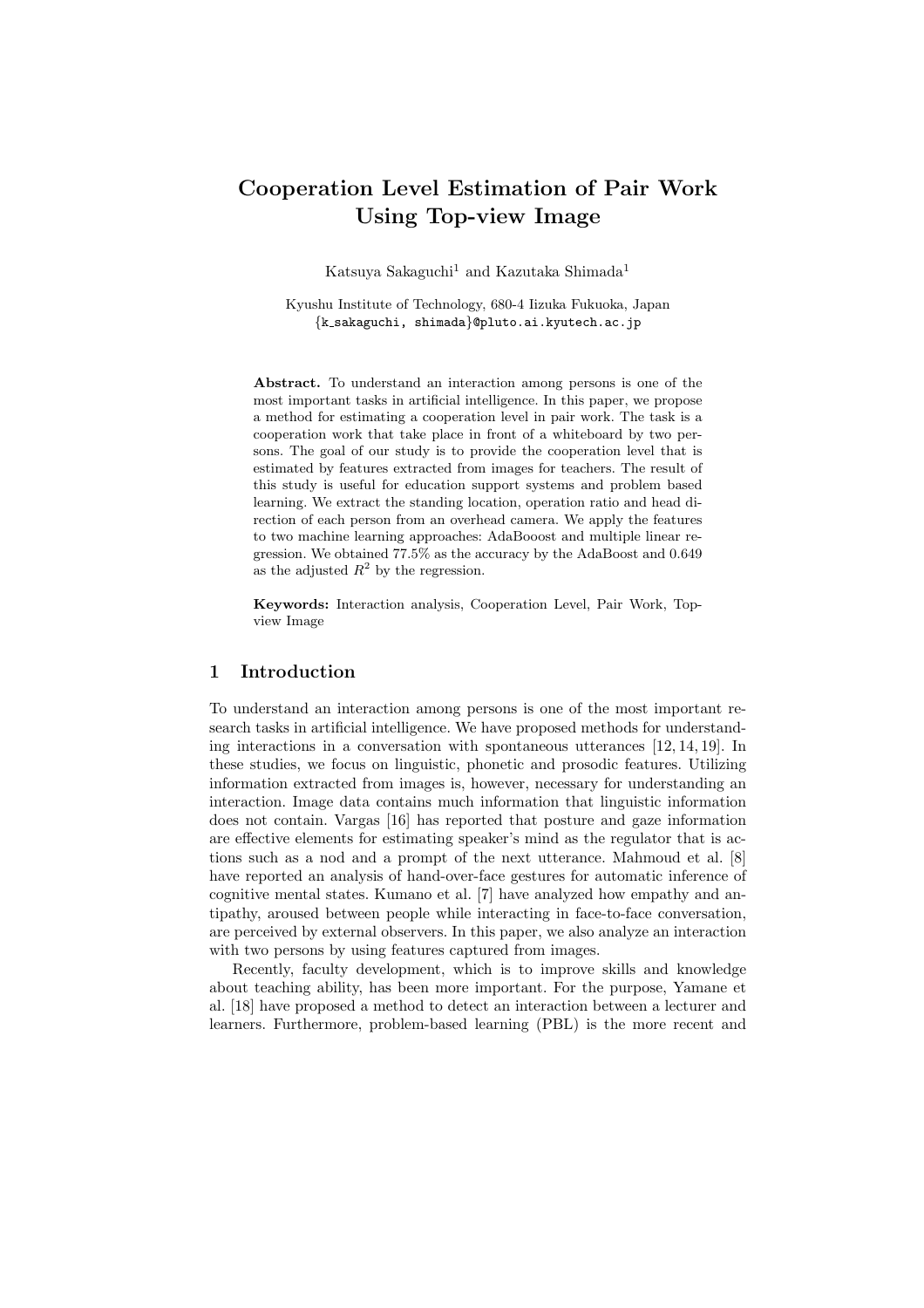# Cooperation Level Estimation of Pair Work Using Top-view Image

Katsuya Sakaguchi[1] and Kazutaka Shimada[1]

Kyushu Institute of Technology, 680-4 Iizuka Fukuoka, Japan
{k_sakaguchi, shimada}@pluto.ai.kyutech.ac.jp

**Abstract.** To understand an interaction among persons is one of the most important tasks in artificial intelligence. In this paper, we propose a method for estimating a cooperation level in pair work. The task is a cooperation work that take place in front of a whiteboard by two persons. The goal of our study is to provide the cooperation level that is estimated by features extracted from images for teachers. The result of this study is useful for education support systems and problem based learning. We extract the standing location, operation ratio and head direction of each person from an overhead camera. We apply the features to two machine learning approaches: AdaBooost and multiple linear regression. We obtained 77.5% as the accuracy by the AdaBoost and 0.649 as the adjusted $R^2$ by the regression.

**Keywords:** Interaction analysis, Cooperation Level, Pair Work, Top-view Image

## 1 Introduction

To understand an interaction among persons is one of the most important research tasks in artificial intelligence. We have proposed methods for understanding interactions in a conversation with spontaneous utterances [12, 14, 19]. In these studies, we focus on linguistic, phonetic and prosodic features. Utilizing information extracted from images is, however, necessary for understanding an interaction. Image data contains much information that linguistic information does not contain. Vargas [16] has reported that posture and gaze information are effective elements for estimating speaker's mind as the regulator that is actions such as a nod and a prompt of the next utterance. Mahmoud et al. [8] have reported an analysis of hand-over-face gestures for automatic inference of cognitive mental states. Kumano et al. [7] have analyzed how empathy and antipathy, aroused between people while interacting in face-to-face conversation, are perceived by external observers. In this paper, we also analyze an interaction with two persons by using features captured from images.

Recently, faculty development, which is to improve skills and knowledge about teaching ability, has been more important. For the purpose, Yamane et al. [18] have proposed a method to detect an interaction between a lecturer and learners. Furthermore, problem-based learning (PBL) is the more recent and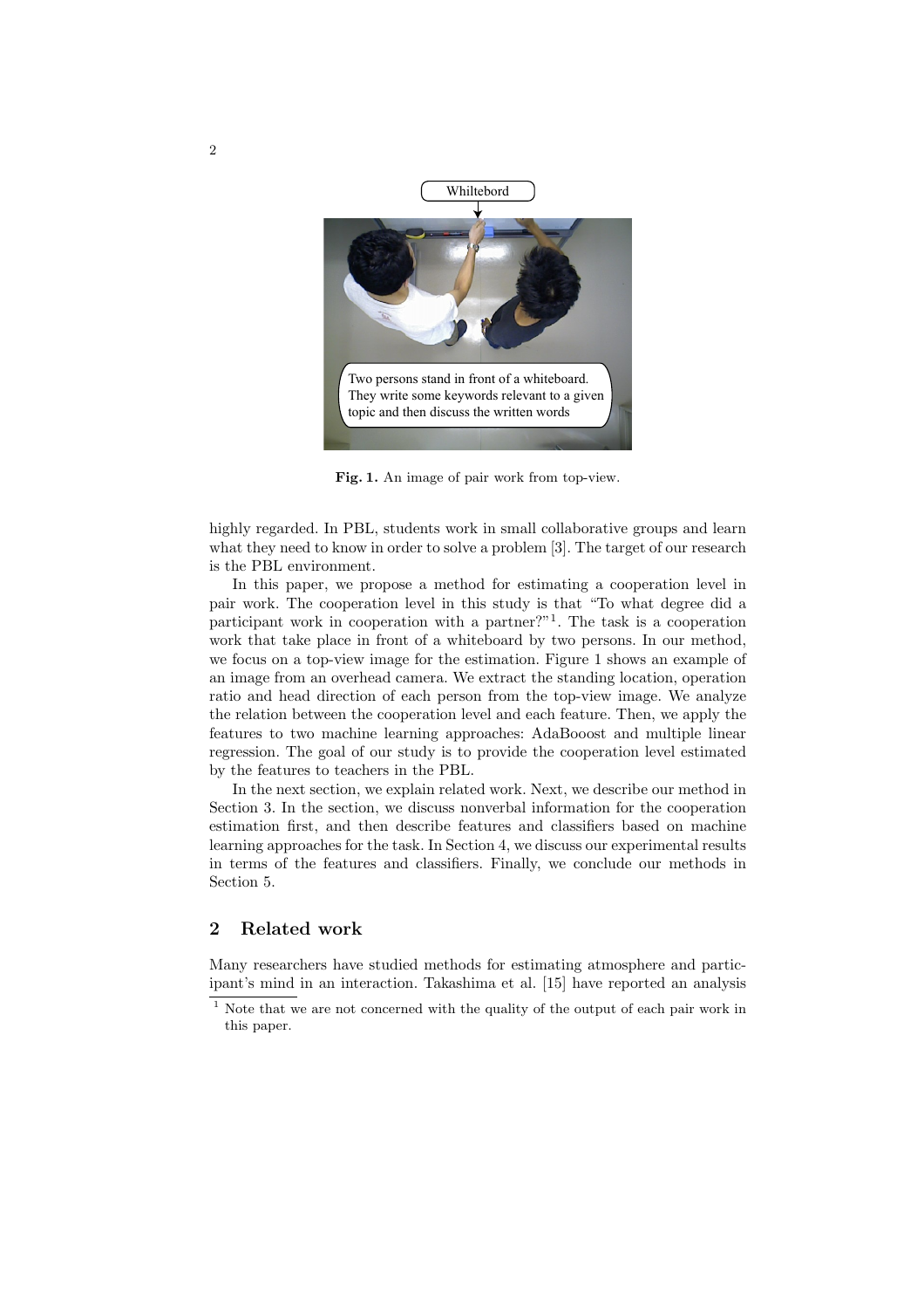Fig. 1. An image of pair work from top-view.

highly regarded. In PBL, students work in small collaborative groups and learn what they need to know in order to solve a problem [3]. The target of our research is the PBL environment.

In this paper, we propose a method for estimating a cooperation level in pair work. The cooperation level in this study is that "To what degree did a participant work in cooperation with a partner?"[1]. The task is a cooperation work that take place in front of a whiteboard by two persons. In our method, we focus on a top-view image for the estimation. Figure 1 shows an example of an image from an overhead camera. We extract the standing location, operation ratio and head direction of each person from the top-view image. We analyze the relation between the cooperation level and each feature. Then, we apply the features to two machine learning approaches: AdaBooost and multiple linear regression. The goal of our study is to provide the cooperation level estimated by the features to teachers in the PBL.

In the next section, we explain related work. Next, we describe our method in Section 3. In the section, we discuss nonverbal information for the cooperation estimation first, and then describe features and classifiers based on machine learning approaches for the task. In Section 4, we discuss our experimental results in terms of the features and classifiers. Finally, we conclude our methods in Section 5.

## 2 Related work

Many researchers have studied methods for estimating atmosphere and participant's mind in an interaction. Takashima et al. [15] have reported an analysis

[1] Note that we are not concerned with the quality of the output of each pair work in this paper.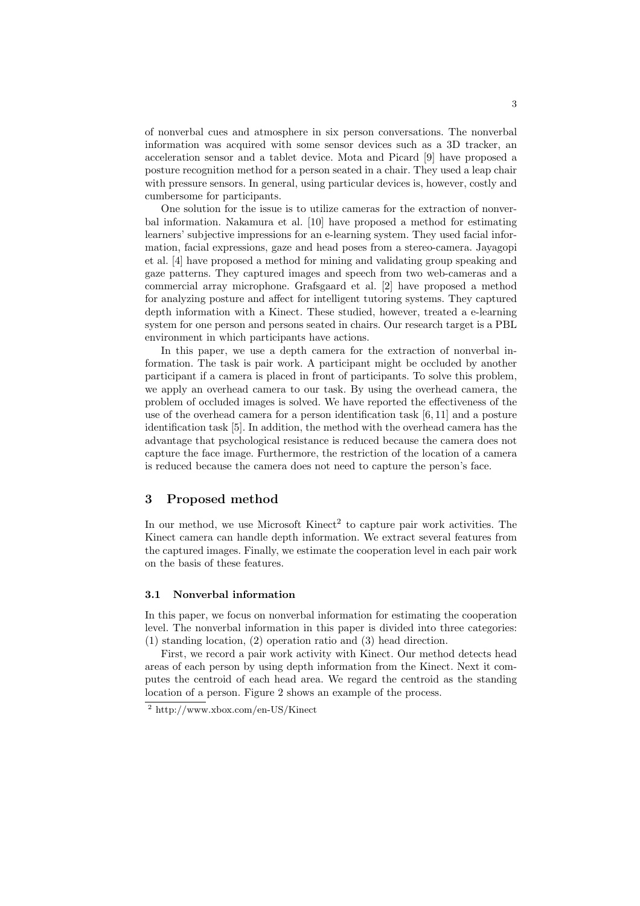of nonverbal cues and atmosphere in six person conversations. The nonverbal information was acquired with some sensor devices such as a 3D tracker, an acceleration sensor and a tablet device. Mota and Picard [9] have proposed a posture recognition method for a person seated in a chair. They used a leap chair with pressure sensors. In general, using particular devices is, however, costly and cumbersome for participants.

One solution for the issue is to utilize cameras for the extraction of nonverbal information. Nakamura et al. [10] have proposed a method for estimating learners' subjective impressions for an e-learning system. They used facial information, facial expressions, gaze and head poses from a stereo-camera. Jayagopi et al. [4] have proposed a method for mining and validating group speaking and gaze patterns. They captured images and speech from two web-cameras and a commercial array microphone. Grafsgaard et al. [2] have proposed a method for analyzing posture and affect for intelligent tutoring systems. They captured depth information with a Kinect. These studied, however, treated a e-learning system for one person and persons seated in chairs. Our research target is a PBL environment in which participants have actions.

In this paper, we use a depth camera for the extraction of nonverbal information. The task is pair work. A participant might be occluded by another participant if a camera is placed in front of participants. To solve this problem, we apply an overhead camera to our task. By using the overhead camera, the problem of occluded images is solved. We have reported the effectiveness of the use of the overhead camera for a person identification task [6, 11] and a posture identification task [5]. In addition, the method with the overhead camera has the advantage that psychological resistance is reduced because the camera does not capture the face image. Furthermore, the restriction of the location of a camera is reduced because the camera does not need to capture the person's face.

## 3 Proposed method

In our method, we use Microsoft Kinect[2] to capture pair work activities. The Kinect camera can handle depth information. We extract several features from the captured images. Finally, we estimate the cooperation level in each pair work on the basis of these features.

### 3.1 Nonverbal information

In this paper, we focus on nonverbal information for estimating the cooperation level. The nonverbal information in this paper is divided into three categories: (1) standing location, (2) operation ratio and (3) head direction.

First, we record a pair work activity with Kinect. Our method detects head areas of each person by using depth information from the Kinect. Next it computes the centroid of each head area. We regard the centroid as the standing location of a person. Figure 2 shows an example of the process.

[2] http://www.xbox.com/en-US/Kinect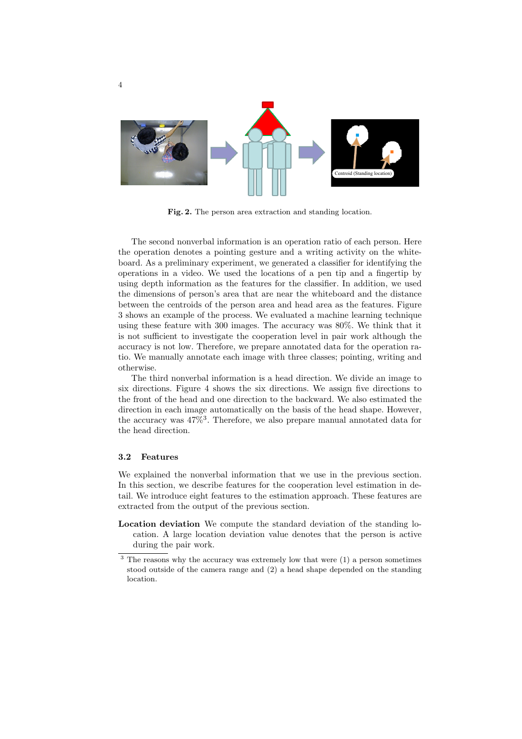Fig. 2. The person area extraction and standing location.

The second nonverbal information is an operation ratio of each person. Here the operation denotes a pointing gesture and a writing activity on the whiteboard. As a preliminary experiment, we generated a classifier for identifying the operations in a video. We used the locations of a pen tip and a fingertip by using depth information as the features for the classifier. In addition, we used the dimensions of person's area that are near the whiteboard and the distance between the centroids of the person area and head area as the features. Figure 3 shows an example of the process. We evaluated a machine learning technique using these feature with 300 images. The accuracy was 80%. We think that it is not sufficient to investigate the cooperation level in pair work although the accuracy is not low. Therefore, we prepare annotated data for the operation ratio. We manually annotate each image with three classes; pointing, writing and otherwise.

The third nonverbal information is a head direction. We divide an image to six directions. Figure 4 shows the six directions. We assign five directions to the front of the head and one direction to the backward. We also estimated the direction in each image automatically on the basis of the head shape. However, the accuracy was 47%[3]. Therefore, we also prepare manual annotated data for the head direction.

### 3.2 Features

We explained the nonverbal information that we use in the previous section. In this section, we describe features for the cooperation level estimation in detail. We introduce eight features to the estimation approach. These features are extracted from the output of the previous section.

**Location deviation** We compute the standard deviation of the standing location. A large location deviation value denotes that the person is active during the pair work.

[3] The reasons why the accuracy was extremely low that were (1) a person sometimes stood outside of the camera range and (2) a head shape depended on the standing location.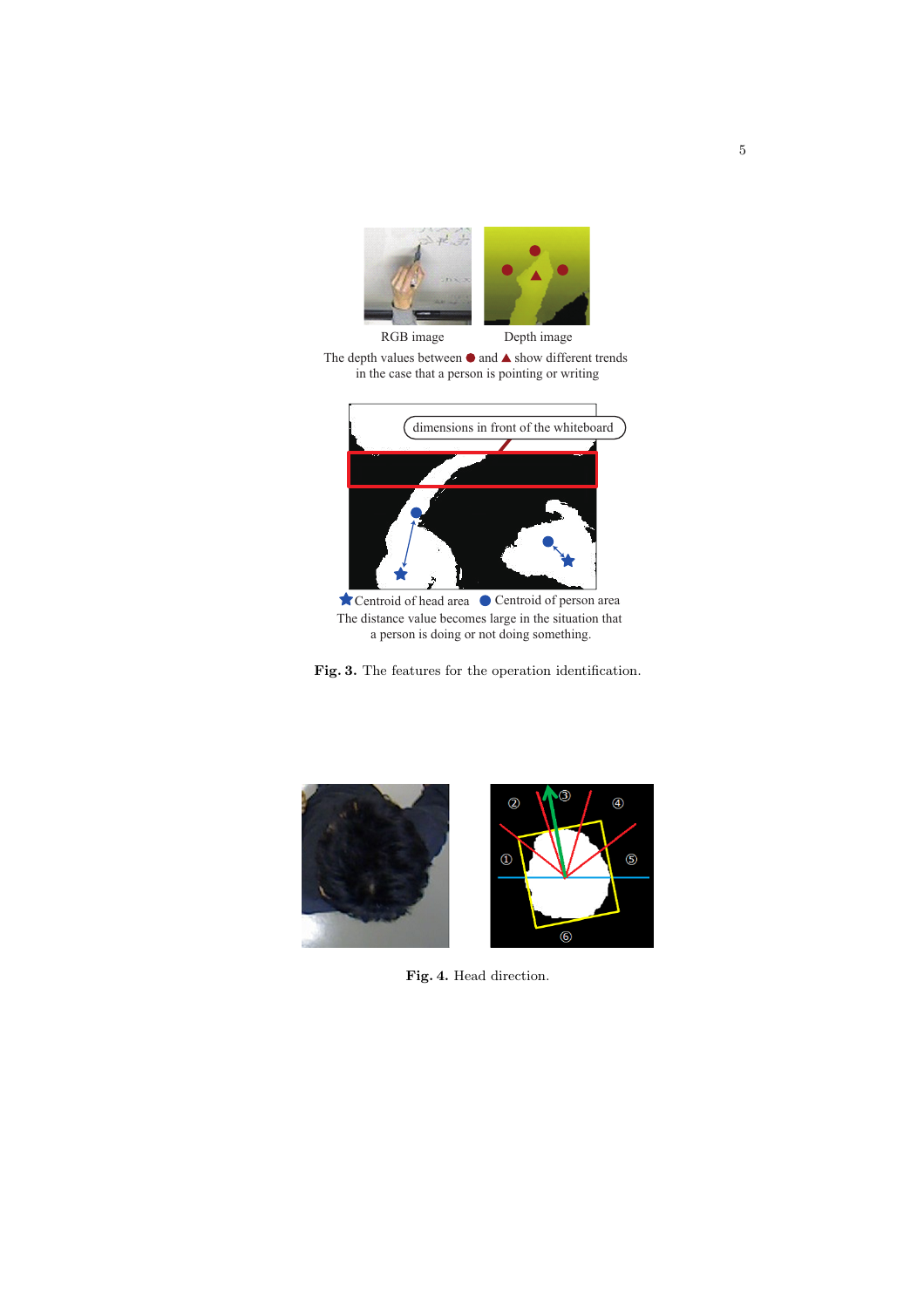RGB image

Depth image

The depth values between ● and ▲ show different trends in the case that a person is pointing or writing

dimensions in front of the whiteboard

★ Centroid of head area ● Centroid of person area

The distance value becomes large in the situation that a person is doing or not doing something.

**Fig. 3.** The features for the operation identification.

**Fig. 4.** Head direction.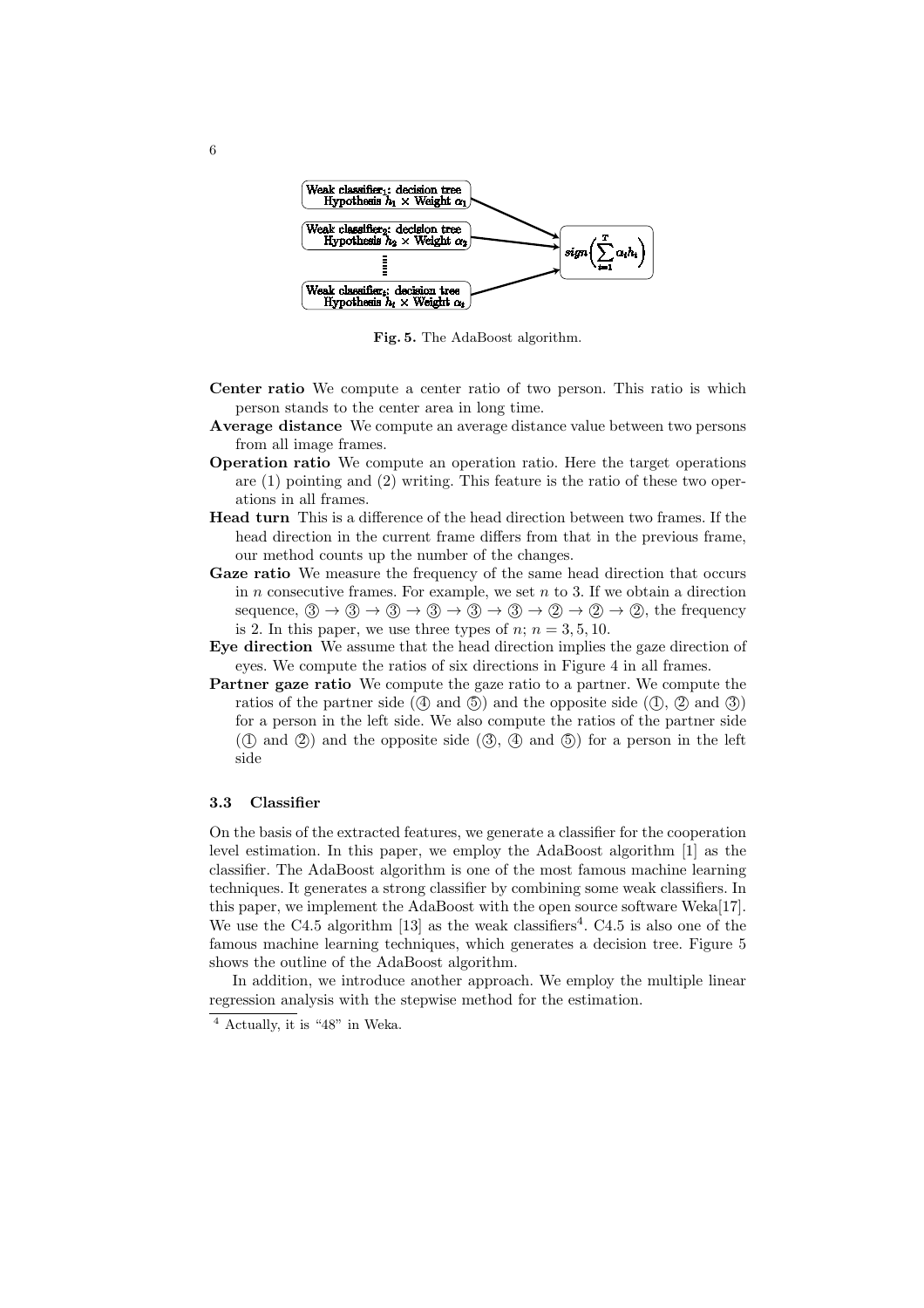Fig. 5. The AdaBoost algorithm.

**Center ratio** We compute a center ratio of two person. This ratio is which person stands to the center area in long time.

**Average distance** We compute an average distance value between two persons from all image frames.

**Operation ratio** We compute an operation ratio. Here the target operations are (1) pointing and (2) writing. This feature is the ratio of these two operations in all frames.

**Head turn** This is a difference of the head direction between two frames. If the head direction in the current frame differs from that in the previous frame, our method counts up the number of the changes.

**Gaze ratio** We measure the frequency of the same head direction that occurs in $n$ consecutive frames. For example, we set $n$ to 3. If we obtain a direction sequence, ③ → ③ → ③ → ③ → ③ → ③ → ② → ② → ②, the frequency is 2. In this paper, we use three types of $n$; $n = 3, 5, 10$.

**Eye direction** We assume that the head direction implies the gaze direction of eyes. We compute the ratios of six directions in Figure 4 in all frames.

**Partner gaze ratio** We compute the gaze ratio to a partner. We compute the ratios of the partner side (④ and ⑤) and the opposite side (①, ② and ③) for a person in the left side. We also compute the ratios of the partner side (① and ②) and the opposite side (③, ④ and ⑤) for a person in the left side

### 3.3 Classifier

On the basis of the extracted features, we generate a classifier for the cooperation level estimation. In this paper, we employ the AdaBoost algorithm [1] as the classifier. The AdaBoost algorithm is one of the most famous machine learning techniques. It generates a strong classifier by combining some weak classifiers. In this paper, we implement the AdaBoost with the open source software Weka[17]. We use the C4.5 algorithm [13] as the weak classifiers[4]. C4.5 is also one of the famous machine learning techniques, which generates a decision tree. Figure 5 shows the outline of the AdaBoost algorithm.

In addition, we introduce another approach. We employ the multiple linear regression analysis with the stepwise method for the estimation.

[4] Actually, it is "48" in Weka.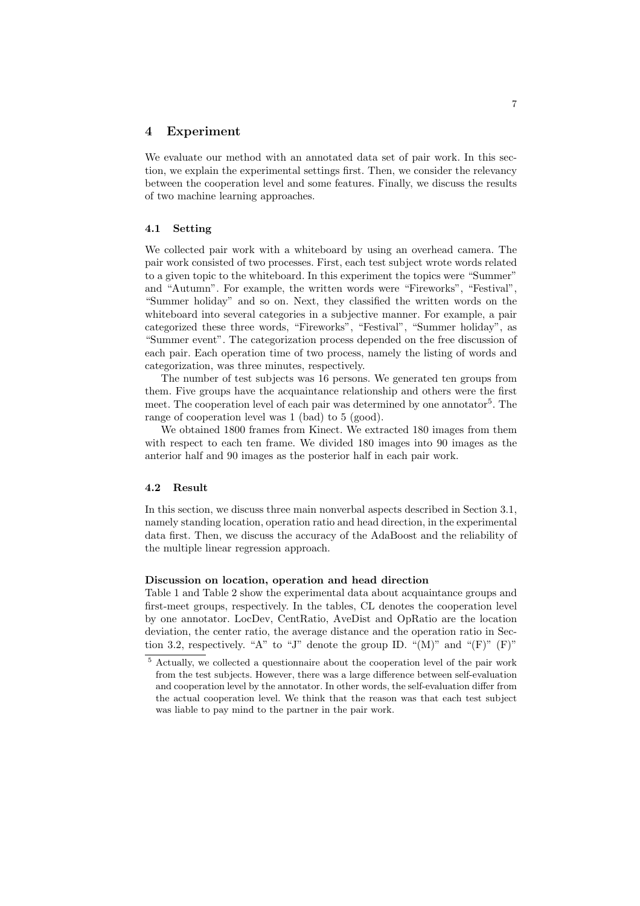## 4 Experiment

We evaluate our method with an annotated data set of pair work. In this section, we explain the experimental settings first. Then, we consider the relevancy between the cooperation level and some features. Finally, we discuss the results of two machine learning approaches.

### 4.1 Setting

We collected pair work with a whiteboard by using an overhead camera. The pair work consisted of two processes. First, each test subject wrote words related to a given topic to the whiteboard. In this experiment the topics were "Summer" and "Autumn". For example, the written words were "Fireworks", "Festival", "Summer holiday" and so on. Next, they classified the written words on the whiteboard into several categories in a subjective manner. For example, a pair categorized these three words, "Fireworks", "Festival", "Summer holiday", as "Summer event". The categorization process depended on the free discussion of each pair. Each operation time of two process, namely the listing of words and categorization, was three minutes, respectively.

The number of test subjects was 16 persons. We generated ten groups from them. Five groups have the acquaintance relationship and others were the first meet. The cooperation level of each pair was determined by one annotator[5]. The range of cooperation level was 1 (bad) to 5 (good).

We obtained 1800 frames from Kinect. We extracted 180 images from them with respect to each ten frame. We divided 180 images into 90 images as the anterior half and 90 images as the posterior half in each pair work.

### 4.2 Result

In this section, we discuss three main nonverbal aspects described in Section 3.1, namely standing location, operation ratio and head direction, in the experimental data first. Then, we discuss the accuracy of the AdaBoost and the reliability of the multiple linear regression approach.

**Discussion on location, operation and head direction**

Table 1 and Table 2 show the experimental data about acquaintance groups and first-meet groups, respectively. In the tables, CL denotes the cooperation level by one annotator. LocDev, CentRatio, AveDist and OpRatio are the location deviation, the center ratio, the average distance and the operation ratio in Section 3.2, respectively. "A" to "J" denote the group ID. "(M)" and "(F)" (F)"

[5] Actually, we collected a questionnaire about the cooperation level of the pair work from the test subjects. However, there was a large difference between self-evaluation and cooperation level by the annotator. In other words, the self-evaluation differ from the actual cooperation level. We think that the reason was that each test subject was liable to pay mind to the partner in the pair work.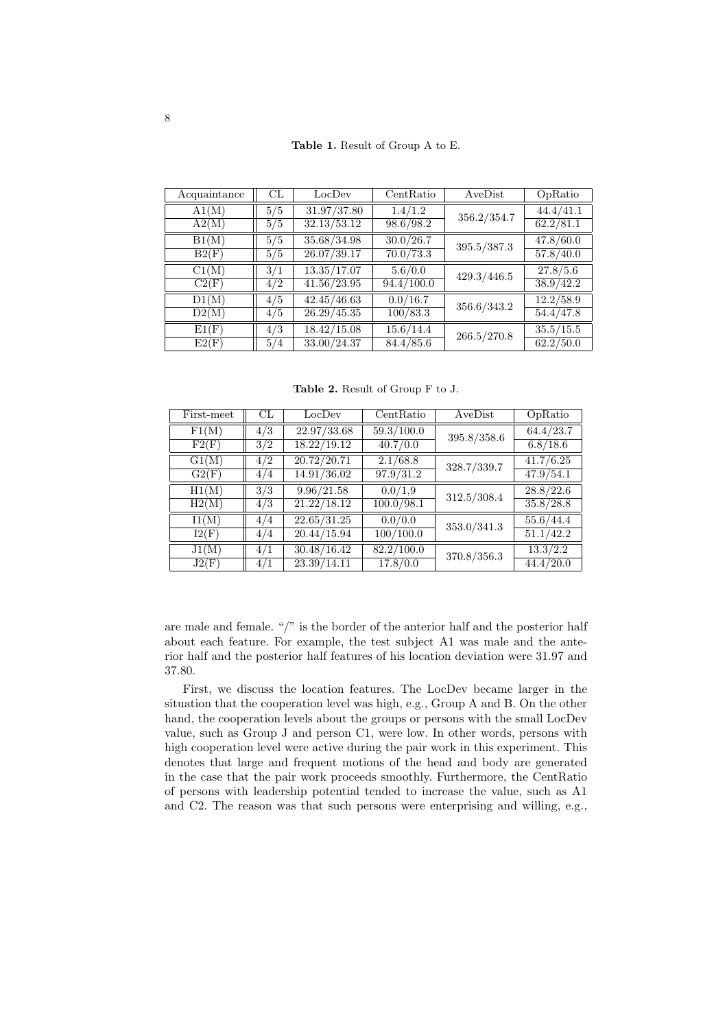**Table 1.** Result of Group A to E.

| Acquaintance | CL | LocDev | CentRatio | AveDist | OpRatio |
|---|---|---|---|---|---|
| A1(M) | 5/5 | 31.97/37.80 | 1.4/1.2 | 356.2/354.7 | 44.4/41.1 |
| A2(M) | 5/5 | 32.13/53.12 | 98.6/98.2 | | 62.2/81.1 |
| B1(M) | 5/5 | 35.68/34.98 | 30.0/26.7 | 395.5/387.3 | 47.8/60.0 |
| B2(F) | 5/5 | 26.07/39.17 | 70.0/73.3 | | 57.8/40.0 |
| C1(M) | 3/1 | 13.35/17.07 | 5.6/0.0 | 429.3/446.5 | 27.8/5.6 |
| C2(F) | 4/2 | 41.56/23.95 | 94.4/100.0 | | 38.9/42.2 |
| D1(M) | 4/5 | 42.45/46.63 | 0.0/16.7 | 356.6/343.2 | 12.2/58.9 |
| D2(M) | 4/5 | 26.29/45.35 | 100/83.3 | | 54.4/47.8 |
| E1(F) | 4/3 | 18.42/15.08 | 15.6/14.4 | 266.5/270.8 | 35.5/15.5 |
| E2(F) | 5/4 | 33.00/24.37 | 84.4/85.6 | | 62.2/50.0 |

**Table 2.** Result of Group F to J.

| First-meet | CL | LocDev | CentRatio | AveDist | OpRatio |
|---|---|---|---|---|---|
| F1(M) | 4/3 | 22.97/33.68 | 59.3/100.0 | 395.8/358.6 | 64.4/23.7 |
| F2(F) | 3/2 | 18.22/19.12 | 40.7/0.0 | | 6.8/18.6 |
| G1(M) | 4/2 | 20.72/20.71 | 2.1/68.8 | 328.7/339.7 | 41.7/6.25 |
| G2(F) | 4/4 | 14.91/36.02 | 97.9/31.2 | | 47.9/54.1 |
| H1(M) | 3/3 | 9.96/21.58 | 0.0/1,9 | 312.5/308.4 | 28.8/22.6 |
| H2(M) | 4/3 | 21.22/18.12 | 100.0/98.1 | | 35.8/28.8 |
| I1(M) | 4/4 | 22.65/31.25 | 0.0/0.0 | 353.0/341.3 | 55.6/44.4 |
| I2(F) | 4/4 | 20.44/15.94 | 100/100.0 | | 51.1/42.2 |
| J1(M) | 4/1 | 30.48/16.42 | 82.2/100.0 | 370.8/356.3 | 13.3/2.2 |
| J2(F) | 4/1 | 23.39/14.11 | 17.8/0.0 | | 44.4/20.0 |

are male and female. "/" is the border of the anterior half and the posterior half about each feature. For example, the test subject A1 was male and the anterior half and the posterior half features of his location deviation were 31.97 and 37.80.

First, we discuss the location features. The LocDev became larger in the situation that the cooperation level was high, e.g., Group A and B. On the other hand, the cooperation levels about the groups or persons with the small LocDev value, such as Group J and person C1, were low. In other words, persons with high cooperation level were active during the pair work in this experiment. This denotes that large and frequent motions of the head and body are generated in the case that the pair work proceeds smoothly. Furthermore, the CentRatio of persons with leadership potential tended to increase the value, such as A1 and C2. The reason was that such persons were enterprising and willing, e.g.,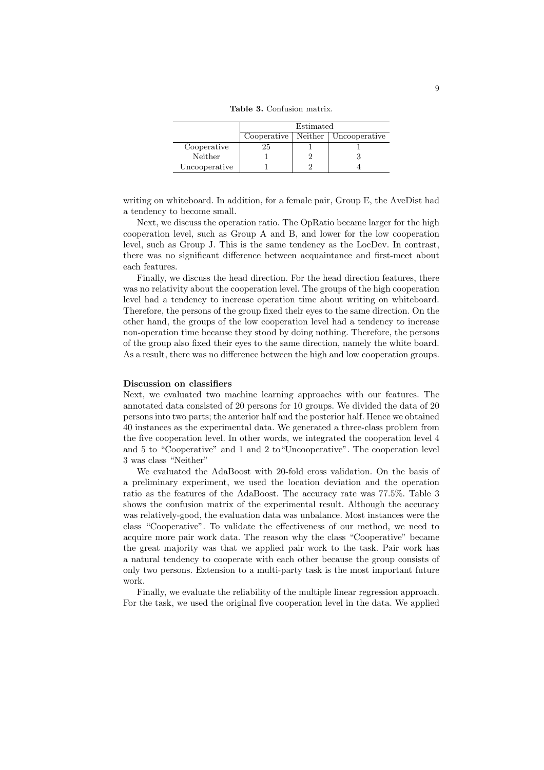**Table 3.** Confusion matrix.

| | Estimated | | |
|---|---|---|---|
| | Cooperative | Neither | Uncooperative |
| Cooperative | 25 | 1 | 1 |
| Neither | 1 | 2 | 3 |
| Uncooperative | 1 | 2 | 4 |

writing on whiteboard. In addition, for a female pair, Group E, the AveDist had a tendency to become small.

Next, we discuss the operation ratio. The OpRatio became larger for the high cooperation level, such as Group A and B, and lower for the low cooperation level, such as Group J. This is the same tendency as the LocDev. In contrast, there was no significant difference between acquaintance and first-meet about each features.

Finally, we discuss the head direction. For the head direction features, there was no relativity about the cooperation level. The groups of the high cooperation level had a tendency to increase operation time about writing on whiteboard. Therefore, the persons of the group fixed their eyes to the same direction. On the other hand, the groups of the low cooperation level had a tendency to increase non-operation time because they stood by doing nothing. Therefore, the persons of the group also fixed their eyes to the same direction, namely the white board. As a result, there was no difference between the high and low cooperation groups.

**Discussion on classifiers**

Next, we evaluated two machine learning approaches with our features. The annotated data consisted of 20 persons for 10 groups. We divided the data of 20 persons into two parts; the anterior half and the posterior half. Hence we obtained 40 instances as the experimental data. We generated a three-class problem from the five cooperation level. In other words, we integrated the cooperation level 4 and 5 to "Cooperative" and 1 and 2 to"Uncooperative". The cooperation level 3 was class "Neither"

We evaluated the AdaBoost with 20-fold cross validation. On the basis of a preliminary experiment, we used the location deviation and the operation ratio as the features of the AdaBoost. The accuracy rate was 77.5%. Table 3 shows the confusion matrix of the experimental result. Although the accuracy was relatively-good, the evaluation data was unbalance. Most instances were the class "Cooperative". To validate the effectiveness of our method, we need to acquire more pair work data. The reason why the class "Cooperative" became the great majority was that we applied pair work to the task. Pair work has a natural tendency to cooperate with each other because the group consists of only two persons. Extension to a multi-party task is the most important future work.

Finally, we evaluate the reliability of the multiple linear regression approach. For the task, we used the original five cooperation level in the data. We applied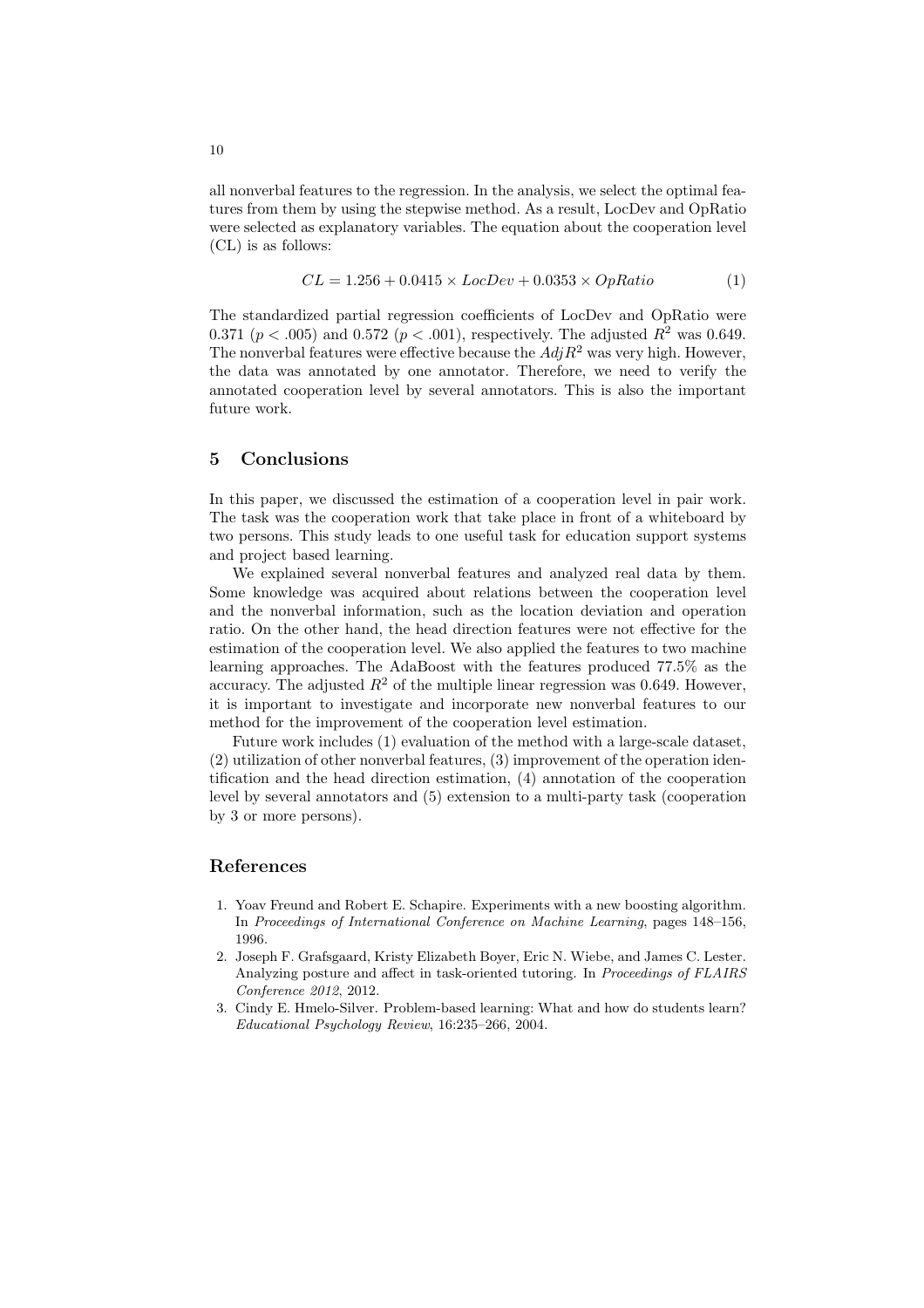all nonverbal features to the regression. In the analysis, we select the optimal features from them by using the stepwise method. As a result, LocDev and OpRatio were selected as explanatory variables. The equation about the cooperation level (CL) is as follows:

$$CL = 1.256 + 0.0415 \times LocDev + 0.0353 \times OpRatio \tag{1}$$

The standardized partial regression coefficients of LocDev and OpRatio were 0.371 ($p < .005$) and 0.572 ($p < .001$), respectively. The adjusted $R^2$ was 0.649. The nonverbal features were effective because the $AdjR^2$ was very high. However, the data was annotated by one annotator. Therefore, we need to verify the annotated cooperation level by several annotators. This is also the important future work.

## 5 Conclusions

In this paper, we discussed the estimation of a cooperation level in pair work. The task was the cooperation work that take place in front of a whiteboard by two persons. This study leads to one useful task for education support systems and project based learning.

We explained several nonverbal features and analyzed real data by them. Some knowledge was acquired about relations between the cooperation level and the nonverbal information, such as the location deviation and operation ratio. On the other hand, the head direction features were not effective for the estimation of the cooperation level. We also applied the features to two machine learning approaches. The AdaBoost with the features produced 77.5% as the accuracy. The adjusted $R^2$ of the multiple linear regression was 0.649. However, it is important to investigate and incorporate new nonverbal features to our method for the improvement of the cooperation level estimation.

Future work includes (1) evaluation of the method with a large-scale dataset, (2) utilization of other nonverbal features, (3) improvement of the operation identification and the head direction estimation, (4) annotation of the cooperation level by several annotators and (5) extension to a multi-party task (cooperation by 3 or more persons).

## References

1. Yoav Freund and Robert E. Schapire. Experiments with a new boosting algorithm. In *Proceedings of International Conference on Machine Learning*, pages 148–156, 1996.
2. Joseph F. Grafsgaard, Kristy Elizabeth Boyer, Eric N. Wiebe, and James C. Lester. Analyzing posture and affect in task-oriented tutoring. In *Proceedings of FLAIRS Conference 2012*, 2012.
3. Cindy E. Hmelo-Silver. Problem-based learning: What and how do students learn? *Educational Psychology Review*, 16:235–266, 2004.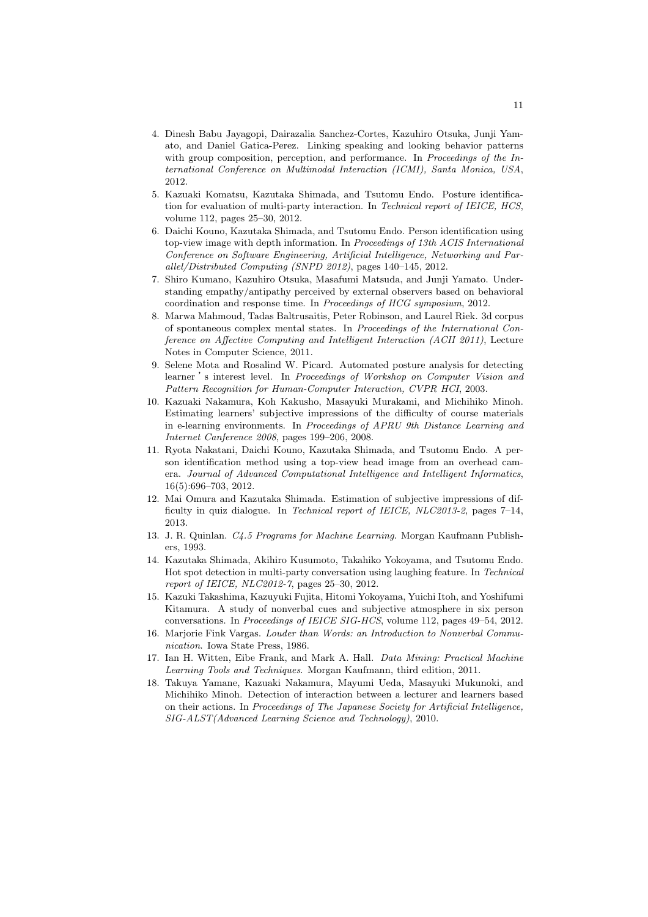4. Dinesh Babu Jayagopi, Dairazalia Sanchez-Cortes, Kazuhiro Otsuka, Junji Yamato, and Daniel Gatica-Perez. Linking speaking and looking behavior patterns with group composition, perception, and performance. In *Proceedings of the International Conference on Multimodal Interaction (ICMI), Santa Monica, USA*, 2012.
5. Kazuaki Komatsu, Kazutaka Shimada, and Tsutomu Endo. Posture identification for evaluation of multi-party interaction. In *Technical report of IEICE, HCS*, volume 112, pages 25–30, 2012.
6. Daichi Kouno, Kazutaka Shimada, and Tsutomu Endo. Person identification using top-view image with depth information. In *Proceedings of 13th ACIS International Conference on Software Engineering, Artificial Intelligence, Networking and Parallel/Distributed Computing (SNPD 2012)*, pages 140–145, 2012.
7. Shiro Kumano, Kazuhiro Otsuka, Masafumi Matsuda, and Junji Yamato. Understanding empathy/antipathy perceived by external observers based on behavioral coordination and response time. In *Proceedings of HCG symposium*, 2012.
8. Marwa Mahmoud, Tadas Baltrusaitis, Peter Robinson, and Laurel Riek. 3d corpus of spontaneous complex mental states. In *Proceedings of the International Conference on Affective Computing and Intelligent Interaction (ACII 2011)*, Lecture Notes in Computer Science, 2011.
9. Selene Mota and Rosalind W. Picard. Automated posture analysis for detecting learner ' s interest level. In *Proceedings of Workshop on Computer Vision and Pattern Recognition for Human-Computer Interaction, CVPR HCI*, 2003.
10. Kazuaki Nakamura, Koh Kakusho, Masayuki Murakami, and Michihiko Minoh. Estimating learners' subjective impressions of the difficulty of course materials in e-learning environments. In *Proceedings of APRU 9th Distance Learning and Internet Canference 2008*, pages 199–206, 2008.
11. Ryota Nakatani, Daichi Kouno, Kazutaka Shimada, and Tsutomu Endo. A person identification method using a top-view head image from an overhead camera. *Journal of Advanced Computational Intelligence and Intelligent Informatics*, 16(5):696–703, 2012.
12. Mai Omura and Kazutaka Shimada. Estimation of subjective impressions of difficulty in quiz dialogue. In *Technical report of IEICE, NLC2013-2*, pages 7–14, 2013.
13. J. R. Quinlan. *C4.5 Programs for Machine Learning*. Morgan Kaufmann Publishers, 1993.
14. Kazutaka Shimada, Akihiro Kusumoto, Takahiko Yokoyama, and Tsutomu Endo. Hot spot detection in multi-party conversation using laughing feature. In *Technical report of IEICE, NLC2012-7*, pages 25–30, 2012.
15. Kazuki Takashima, Kazuyuki Fujita, Hitomi Yokoyama, Yuichi Itoh, and Yoshifumi Kitamura. A study of nonverbal cues and subjective atmosphere in six person conversations. In *Proceedings of IEICE SIG-HCS*, volume 112, pages 49–54, 2012.
16. Marjorie Fink Vargas. *Louder than Words: an Introduction to Nonverbal Communication*. Iowa State Press, 1986.
17. Ian H. Witten, Eibe Frank, and Mark A. Hall. *Data Mining: Practical Machine Learning Tools and Techniques*. Morgan Kaufmann, third edition, 2011.
18. Takuya Yamane, Kazuaki Nakamura, Mayumi Ueda, Masayuki Mukunoki, and Michihiko Minoh. Detection of interaction between a lecturer and learners based on their actions. In *Proceedings of The Japanese Society for Artificial Intelligence, SIG-ALST(Advanced Learning Science and Technology)*, 2010.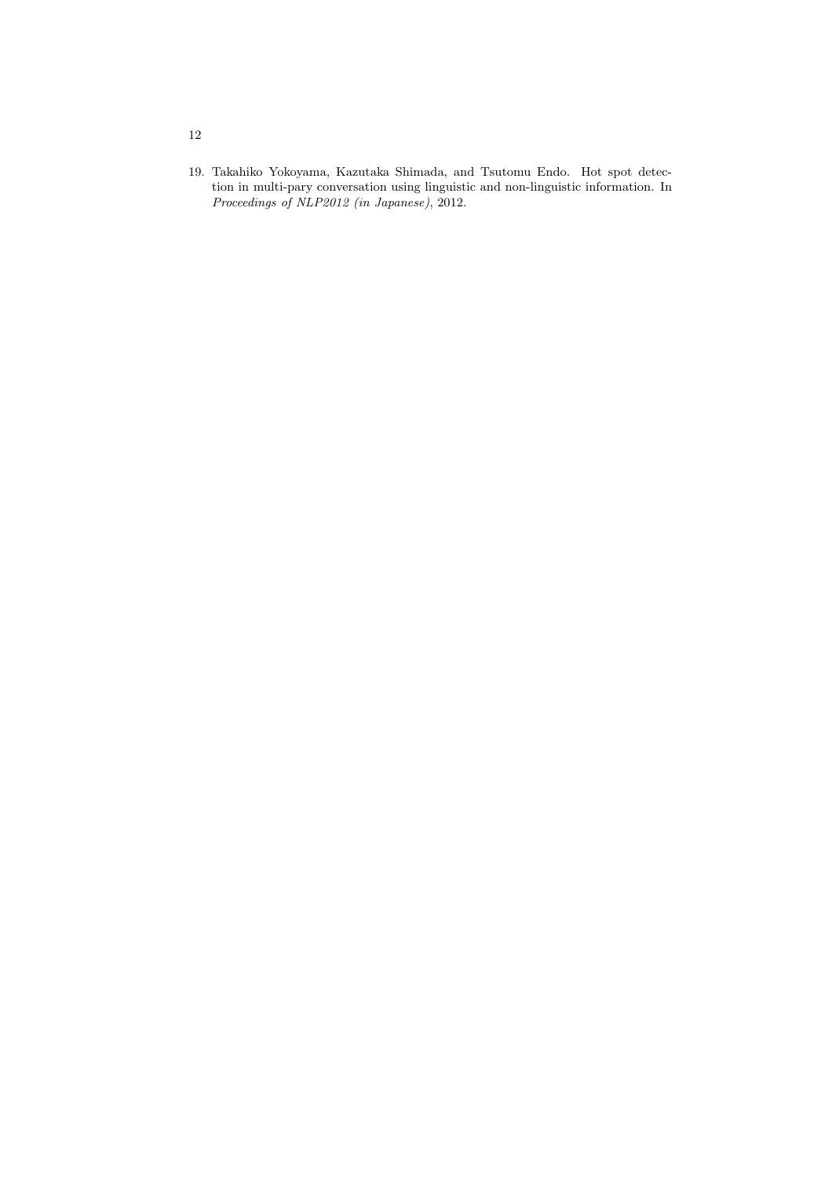19. Takahiko Yokoyama, Kazutaka Shimada, and Tsutomu Endo. Hot spot detection in multi-pary conversation using linguistic and non-linguistic information. In *Proceedings of NLP2012 (in Japanese)*, 2012.